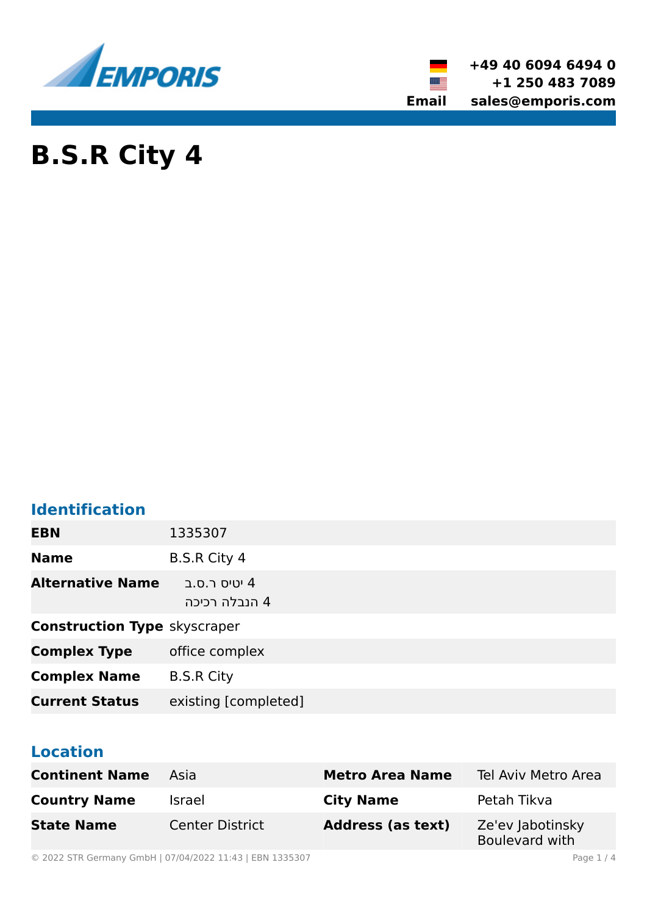+49 40 6094 6494 0
+1 250 483 7089
Email sales@emporis.com

# B.S.R City 4

## Identification

| | |
|---|---|
| **EBN** | 1335307 |
| **Name** | B.S.R City 4 |
| **Alternative Name** | ב.ס.ר סיטי 4<br>רכיכה הנבלה 4 |
| **Construction Type** | skyscraper |
| **Complex Type** | office complex |
| **Complex Name** | B.S.R City |
| **Current Status** | existing [completed] |

## Location

| | | | |
|---|---|---|---|
| **Continent Name** | Asia | **Metro Area Name** | Tel Aviv Metro Area |
| **Country Name** | Israel | **City Name** | Petah Tikva |
| **State Name** | Center District | **Address (as text)** | Ze'ev Jabotinsky Boulevard with |

© 2022 STR Germany GmbH | 07/04/2022 11:43 | EBN 1335307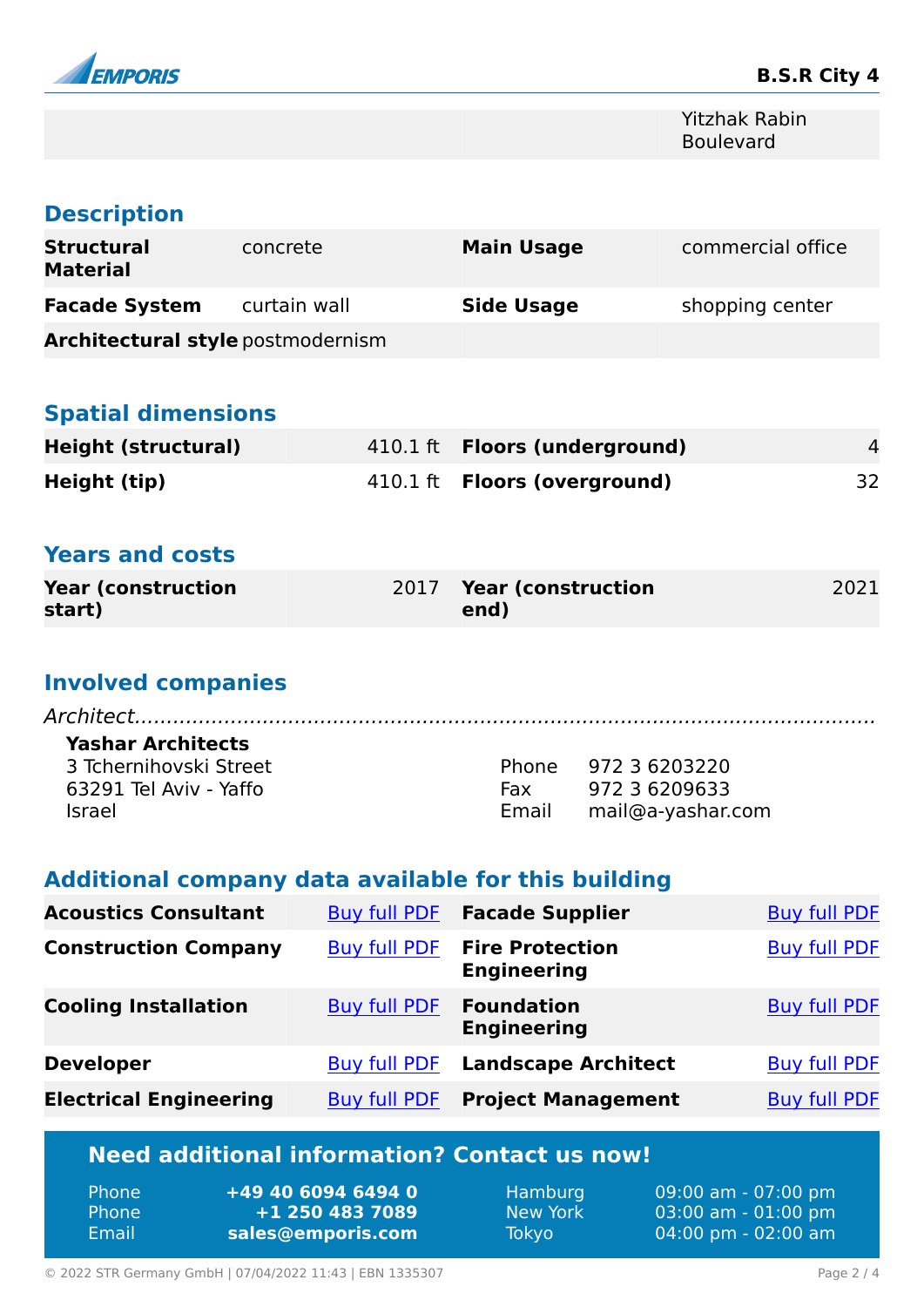| | | | Yitzhak Rabin Boulevard |
|---|---|---|---|

## Description

| | | | |
|---|---|---|---|
| **Structural Material** | concrete | **Main Usage** | commercial office |
| **Facade System** | curtain wall | **Side Usage** | shopping center |
| **Architectural style** | postmodernism | | |

## Spatial dimensions

| | | | |
|---|---|---|---|
| **Height (structural)** | 410.1 ft | **Floors (underground)** | 4 |
| **Height (tip)** | 410.1 ft | **Floors (overground)** | 32 |

## Years and costs

| | | | |
|---|---|---|---|
| **Year (construction start)** | 2017 | **Year (construction end)** | 2021 |

## Involved companies

*Architect*

**Yashar Architects**
3 Tchernihovski Street
63291 Tel Aviv - Yaffo
Israel

Phone 972 3 6203220
Fax 972 3 6209633
Email mail@a-yashar.com

## Additional company data available for this building

| | | | |
|---|---|---|---|
| **Acoustics Consultant** | Buy full PDF | **Facade Supplier** | Buy full PDF |
| **Construction Company** | Buy full PDF | **Fire Protection Engineering** | Buy full PDF |
| **Cooling Installation** | Buy full PDF | **Foundation Engineering** | Buy full PDF |
| **Developer** | Buy full PDF | **Landscape Architect** | Buy full PDF |
| **Electrical Engineering** | Buy full PDF | **Project Management** | Buy full PDF |

## Need additional information? Contact us now!

| | | | |
|---|---|---|---|
| Phone | **+49 40 6094 6494 0** | Hamburg | 09:00 am - 07:00 pm |
| Phone | **+1 250 483 7089** | New York | 03:00 am - 01:00 pm |
| Email | **sales@emporis.com** | Tokyo | 04:00 pm - 02:00 am |

© 2022 STR Germany GmbH | 07/04/2022 11:43 | EBN 1335307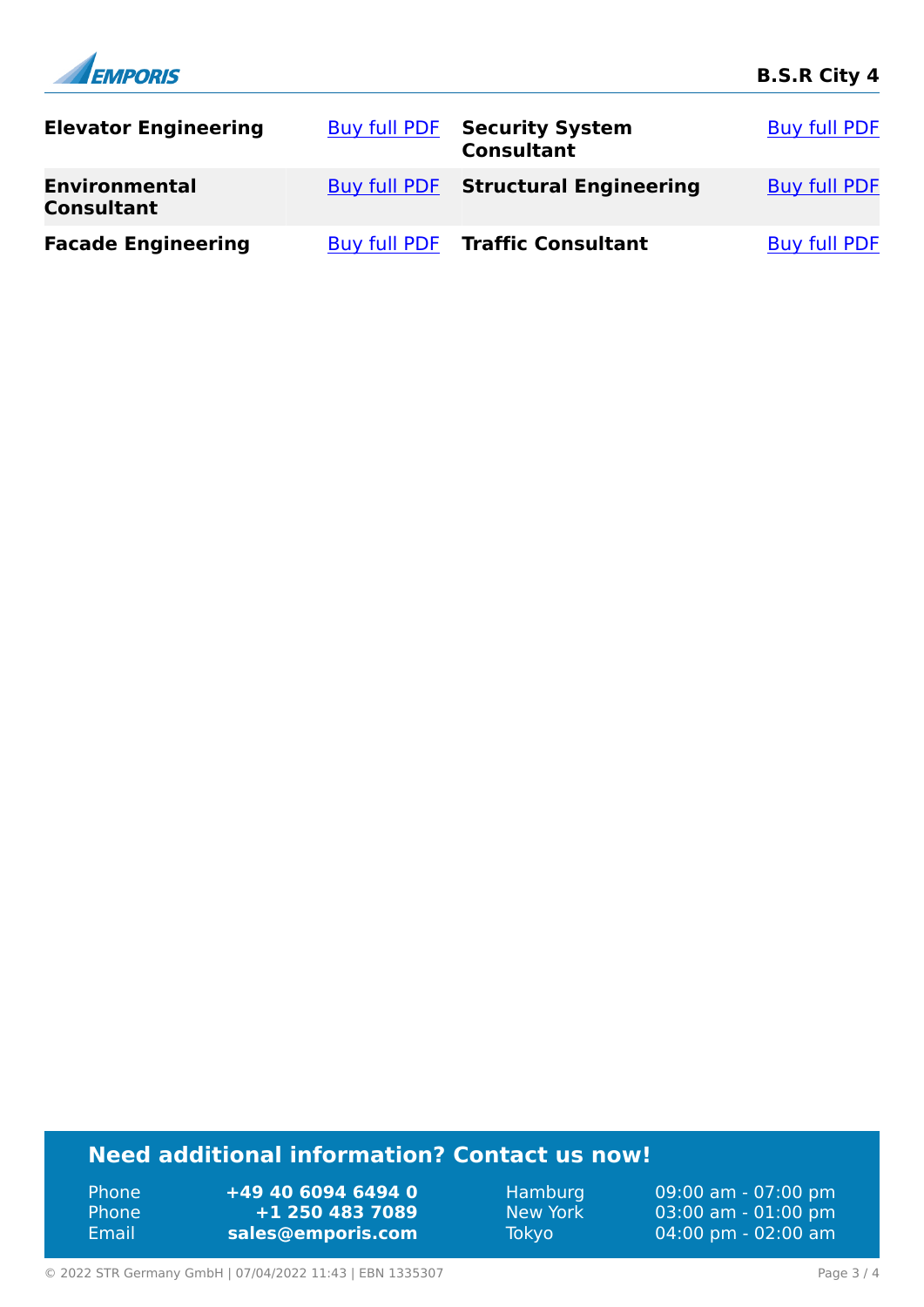| | | | |
|---|---|---|---|
| **Elevator Engineering** | Buy full PDF | **Security System Consultant** | Buy full PDF |
| **Environmental Consultant** | Buy full PDF | **Structural Engineering** | Buy full PDF |
| **Facade Engineering** | Buy full PDF | **Traffic Consultant** | Buy full PDF |

## Need additional information? Contact us now!

| | | | |
|---|---|---|---|
| Phone | **+49 40 6094 6494 0** | Hamburg | 09:00 am - 07:00 pm |
| Phone | **+1 250 483 7089** | New York | 03:00 am - 01:00 pm |
| Email | **sales@emporis.com** | Tokyo | 04:00 pm - 02:00 am |

© 2022 STR Germany GmbH | 07/04/2022 11:43 | EBN 1335307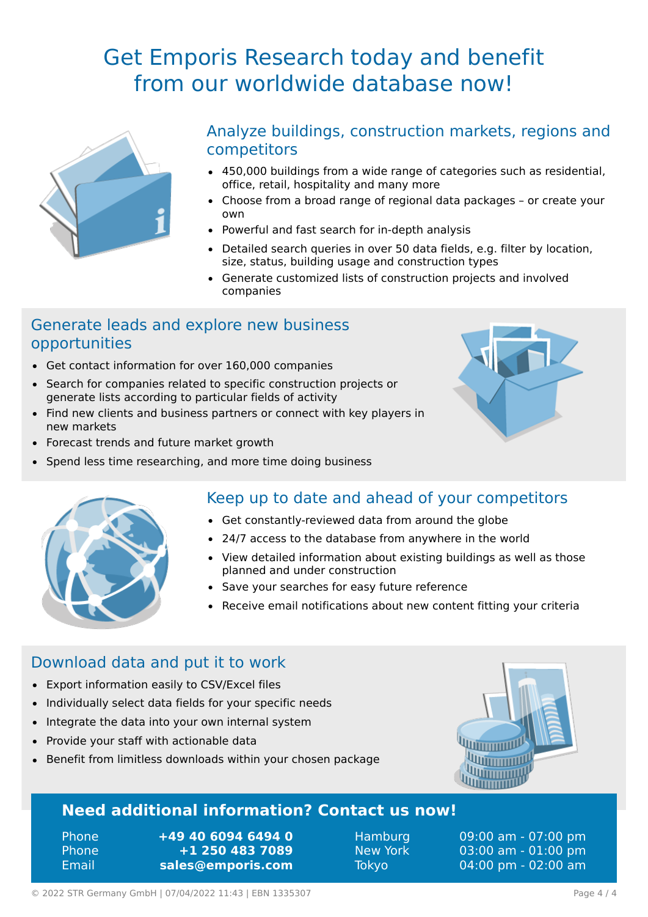# Get Emporis Research today and benefit from our worldwide database now!

## Analyze buildings, construction markets, regions and competitors

- 450,000 buildings from a wide range of categories such as residential, office, retail, hospitality and many more
- Choose from a broad range of regional data packages – or create your own
- Powerful and fast search for in-depth analysis
- Detailed search queries in over 50 data fields, e.g. filter by location, size, status, building usage and construction types
- Generate customized lists of construction projects and involved companies

## Generate leads and explore new business opportunities

- Get contact information for over 160,000 companies
- Search for companies related to specific construction projects or generate lists according to particular fields of activity
- Find new clients and business partners or connect with key players in new markets
- Forecast trends and future market growth
- Spend less time researching, and more time doing business

## Keep up to date and ahead of your competitors

- Get constantly-reviewed data from around the globe
- 24/7 access to the database from anywhere in the world
- View detailed information about existing buildings as well as those planned and under construction
- Save your searches for easy future reference
- Receive email notifications about new content fitting your criteria

## Download data and put it to work

- Export information easily to CSV/Excel files
- Individually select data fields for your specific needs
- Integrate the data into your own internal system
- Provide your staff with actionable data
- Benefit from limitless downloads within your chosen package

**Need additional information? Contact us now!**

| | | | |
|---|---|---|---|
| Phone | **+49 40 6094 6494 0** | Hamburg | 09:00 am - 07:00 pm |
| Phone | **+1 250 483 7089** | New York | 03:00 am - 01:00 pm |
| Email | **sales@emporis.com** | Tokyo | 04:00 pm - 02:00 am |

© 2022 STR Germany GmbH | 07/04/2022 11:43 | EBN 1335307